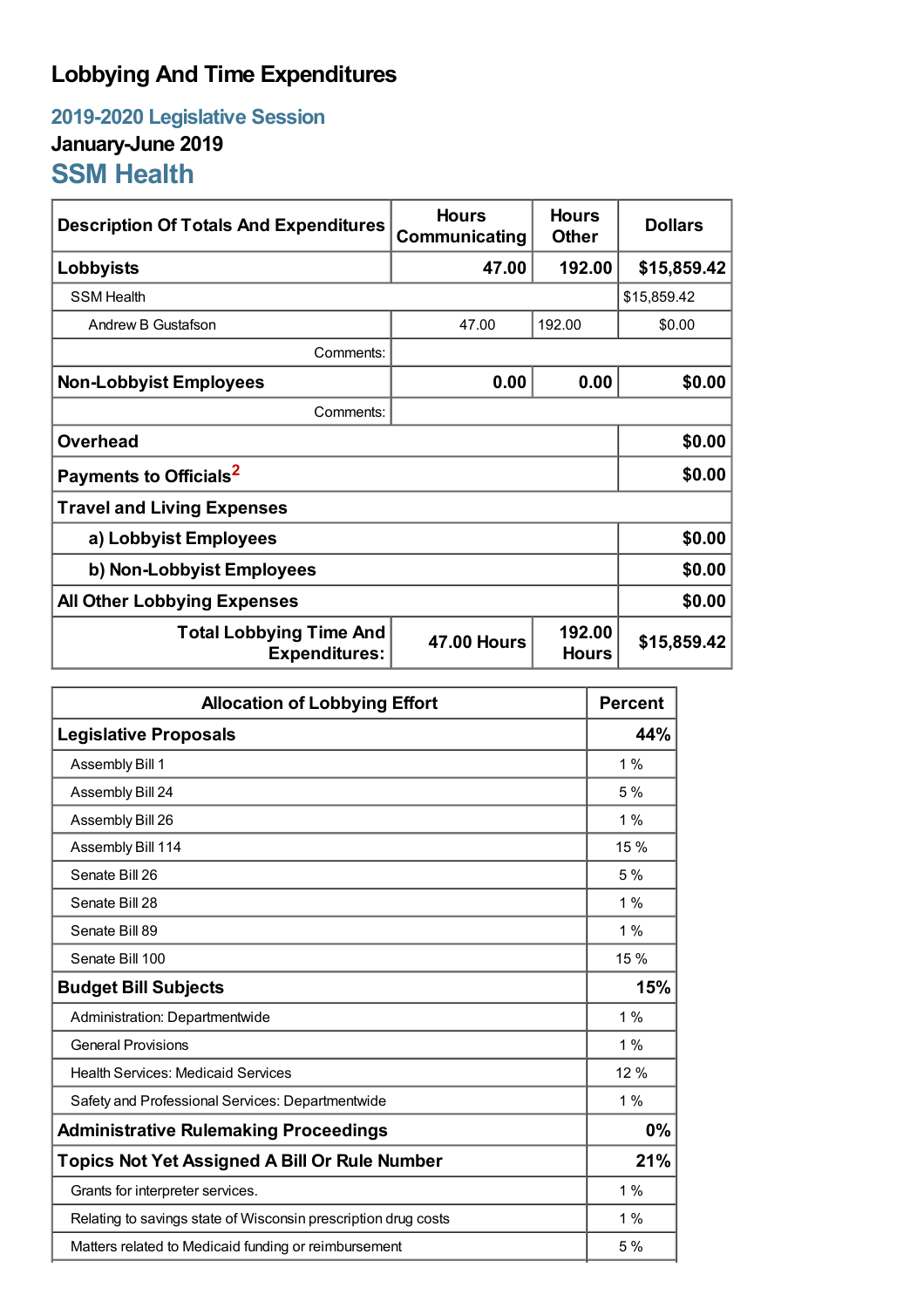# Lobbying And Time Expenditures

## 2019-2020 Legislative Session

### January-June 2019

## SSM Health

| Description Of Totals And Expenditures | Hours Communicating | Hours Other | Dollars |
|---|---|---|---|
| **Lobbyists** | **47.00** | **192.00** | **$15,859.42** |
| SSM Health | | | $15,859.42 |
| Andrew B Gustafson | 47.00 | 192.00 | $0.00 |
| Comments: | | | |
| **Non-Lobbyist Employees** | **0.00** | **0.00** | **$0.00** |
| Comments: | | | |
| **Overhead** | | | **$0.00** |
| **Payments to Officials**[2] | | | **$0.00** |
| **Travel and Living Expenses** | | | |
| **a) Lobbyist Employees** | | | **$0.00** |
| **b) Non-Lobbyist Employees** | | | **$0.00** |
| **All Other Lobbying Expenses** | | | **$0.00** |
| **Total Lobbying Time And Expenditures:** | **47.00 Hours** | **192.00 Hours** | **$15,859.42** |

| Allocation of Lobbying Effort | Percent |
|---|---|
| **Legislative Proposals** | **44%** |
| Assembly Bill 1 | 1 % |
| Assembly Bill 24 | 5 % |
| Assembly Bill 26 | 1 % |
| Assembly Bill 114 | 15 % |
| Senate Bill 26 | 5 % |
| Senate Bill 28 | 1 % |
| Senate Bill 89 | 1 % |
| Senate Bill 100 | 15 % |
| **Budget Bill Subjects** | **15%** |
| Administration: Departmentwide | 1 % |
| General Provisions | 1 % |
| Health Services: Medicaid Services | 12 % |
| Safety and Professional Services: Departmentwide | 1 % |
| **Administrative Rulemaking Proceedings** | **0%** |
| **Topics Not Yet Assigned A Bill Or Rule Number** | **21%** |
| Grants for interpreter services. | 1 % |
| Relating to savings state of Wisconsin prescription drug costs | 1 % |
| Matters related to Medicaid funding or reimbursement | 5 % |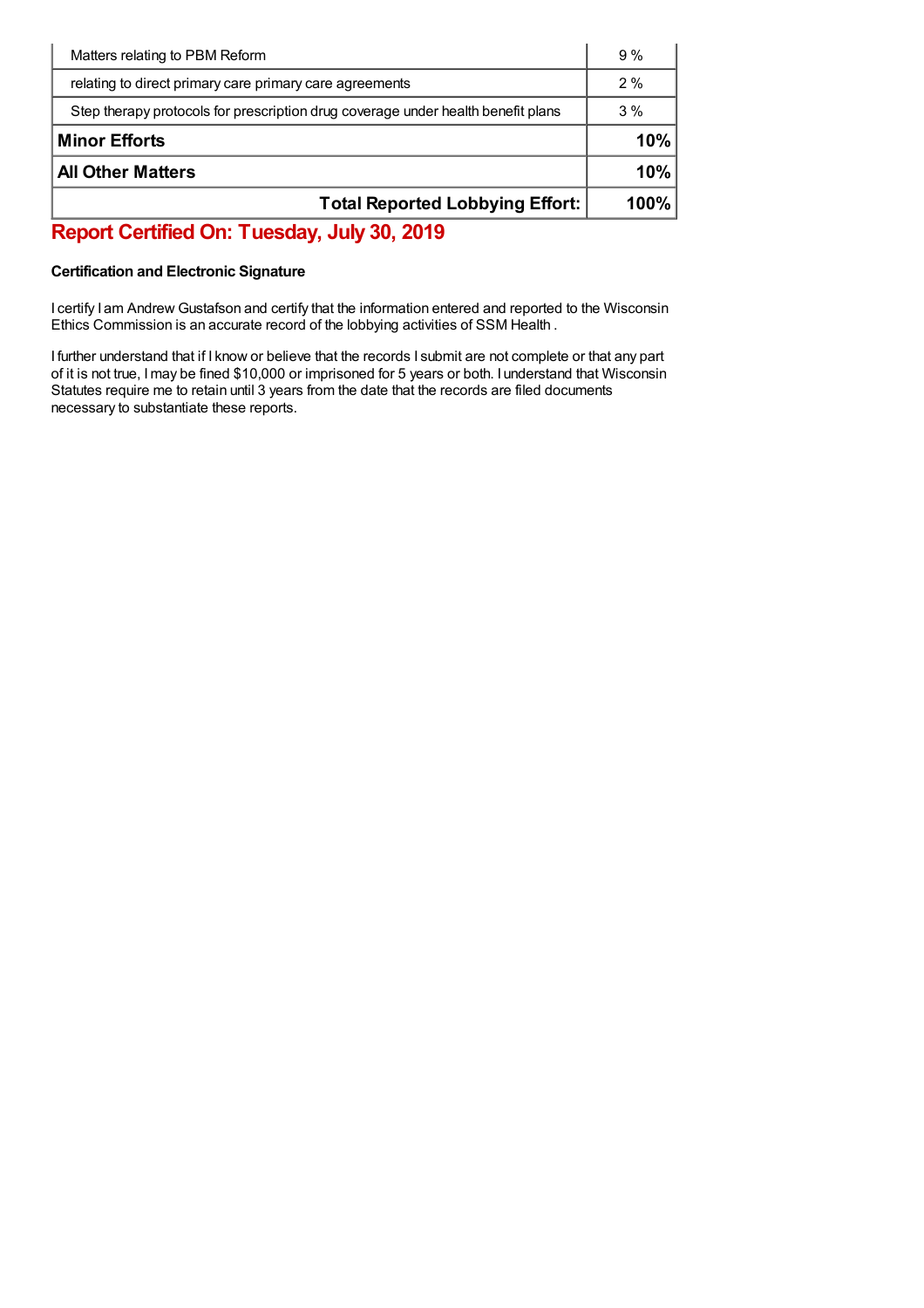| | |
|---|---|
| Matters relating to PBM Reform | 9 % |
| relating to direct primary care primary care agreements | 2 % |
| Step therapy protocols for prescription drug coverage under health benefit plans | 3 % |
| **Minor Efforts** | **10%** |
| **All Other Matters** | **10%** |
| **Total Reported Lobbying Effort:** | **100%** |

## Report Certified On: Tuesday, July 30, 2019

**Certification and Electronic Signature**

I certify I am Andrew Gustafson and certify that the information entered and reported to the Wisconsin Ethics Commission is an accurate record of the lobbying activities of SSM Health .

I further understand that if I know or believe that the records I submit are not complete or that any part of it is not true, I may be fined $10,000 or imprisoned for 5 years or both. I understand that Wisconsin Statutes require me to retain until 3 years from the date that the records are filed documents necessary to substantiate these reports.